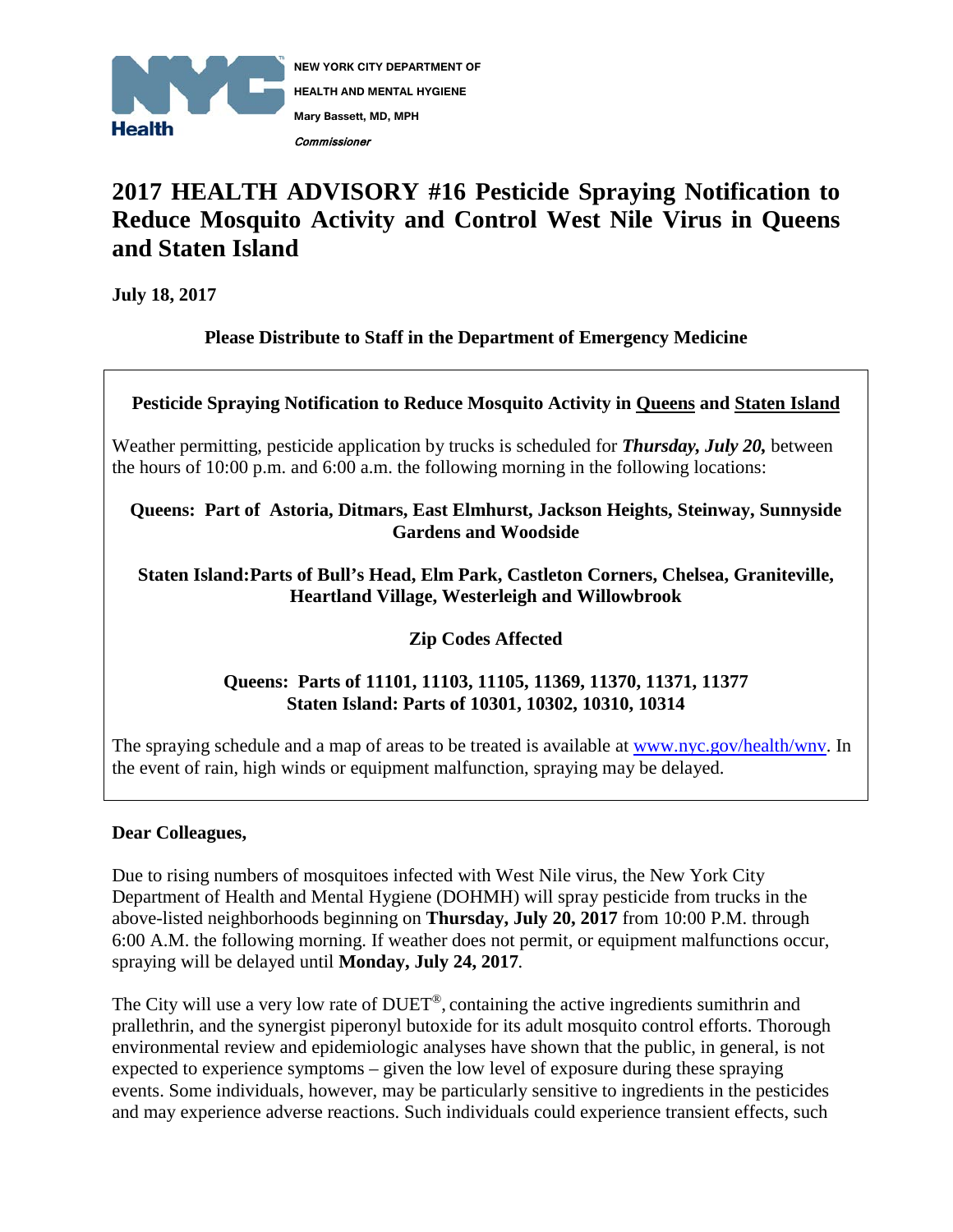NEW YORK CITY DEPARTMENT OF HEALTH AND MENTAL HYGIENE
Mary Bassett, MD, MPH
*Commissioner*

# 2017 HEALTH ADVISORY #16 Pesticide Spraying Notification to Reduce Mosquito Activity and Control West Nile Virus in Queens and Staten Island

**July 18, 2017**

**Please Distribute to Staff in the Department of Emergency Medicine**

**Pesticide Spraying Notification to Reduce Mosquito Activity in Queens and Staten Island**

Weather permitting, pesticide application by trucks is scheduled for ***Thursday, July 20,*** between the hours of 10:00 p.m. and 6:00 a.m. the following morning in the following locations:

**Queens: Part of Astoria, Ditmars, East Elmhurst, Jackson Heights, Steinway, Sunnyside Gardens and Woodside**

**Staten Island:Parts of Bull's Head, Elm Park, Castleton Corners, Chelsea, Graniteville, Heartland Village, Westerleigh and Willowbrook**

**Zip Codes Affected**

**Queens: Parts of 11101, 11103, 11105, 11369, 11370, 11371, 11377**
**Staten Island: Parts of 10301, 10302, 10310, 10314**

The spraying schedule and a map of areas to be treated is available at www.nyc.gov/health/wnv. In the event of rain, high winds or equipment malfunction, spraying may be delayed.

**Dear Colleagues,**

Due to rising numbers of mosquitoes infected with West Nile virus, the New York City Department of Health and Mental Hygiene (DOHMH) will spray pesticide from trucks in the above-listed neighborhoods beginning on **Thursday, July 20, 2017** from 10:00 P.M. through 6:00 A.M. the following morning. If weather does not permit, or equipment malfunctions occur, spraying will be delayed until **Monday, July 24, 2017**.

The City will use a very low rate of DUET®, containing the active ingredients sumithrin and prallethrin, and the synergist piperonyl butoxide for its adult mosquito control efforts. Thorough environmental review and epidemiologic analyses have shown that the public, in general, is not expected to experience symptoms – given the low level of exposure during these spraying events. Some individuals, however, may be particularly sensitive to ingredients in the pesticides and may experience adverse reactions. Such individuals could experience transient effects, such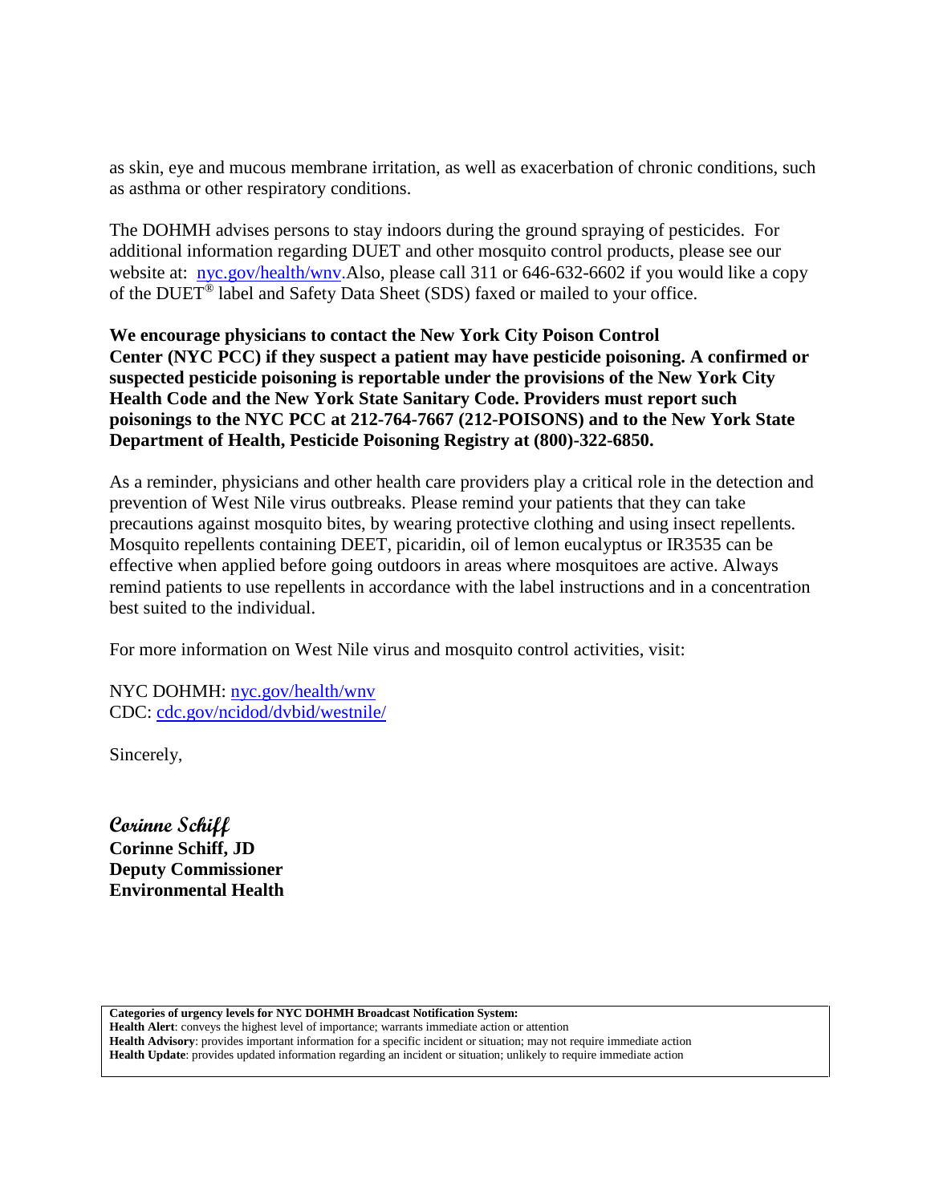as skin, eye and mucous membrane irritation, as well as exacerbation of chronic conditions, such as asthma or other respiratory conditions.

The DOHMH advises persons to stay indoors during the ground spraying of pesticides. For additional information regarding DUET and other mosquito control products, please see our website at: nyc.gov/health/wnv.Also, please call 311 or 646-632-6602 if you would like a copy of the DUET® label and Safety Data Sheet (SDS) faxed or mailed to your office.

**We encourage physicians to contact the New York City Poison Control Center (NYC PCC) if they suspect a patient may have pesticide poisoning. A confirmed or suspected pesticide poisoning is reportable under the provisions of the New York City Health Code and the New York State Sanitary Code. Providers must report such poisonings to the NYC PCC at 212-764-7667 (212-POISONS) and to the New York State Department of Health, Pesticide Poisoning Registry at (800)-322-6850.**

As a reminder, physicians and other health care providers play a critical role in the detection and prevention of West Nile virus outbreaks. Please remind your patients that they can take precautions against mosquito bites, by wearing protective clothing and using insect repellents. Mosquito repellents containing DEET, picaridin, oil of lemon eucalyptus or IR3535 can be effective when applied before going outdoors in areas where mosquitoes are active. Always remind patients to use repellents in accordance with the label instructions and in a concentration best suited to the individual.

For more information on West Nile virus and mosquito control activities, visit:

NYC DOHMH: nyc.gov/health/wnv
CDC: cdc.gov/ncidod/dvbid/westnile/

Sincerely,

*Corinne Schiff*
**Corinne Schiff, JD**
**Deputy Commissioner**
**Environmental Health**

**Categories of urgency levels for NYC DOHMH Broadcast Notification System:**
**Health Alert**: conveys the highest level of importance; warrants immediate action or attention
**Health Advisory**: provides important information for a specific incident or situation; may not require immediate action
**Health Update**: provides updated information regarding an incident or situation; unlikely to require immediate action